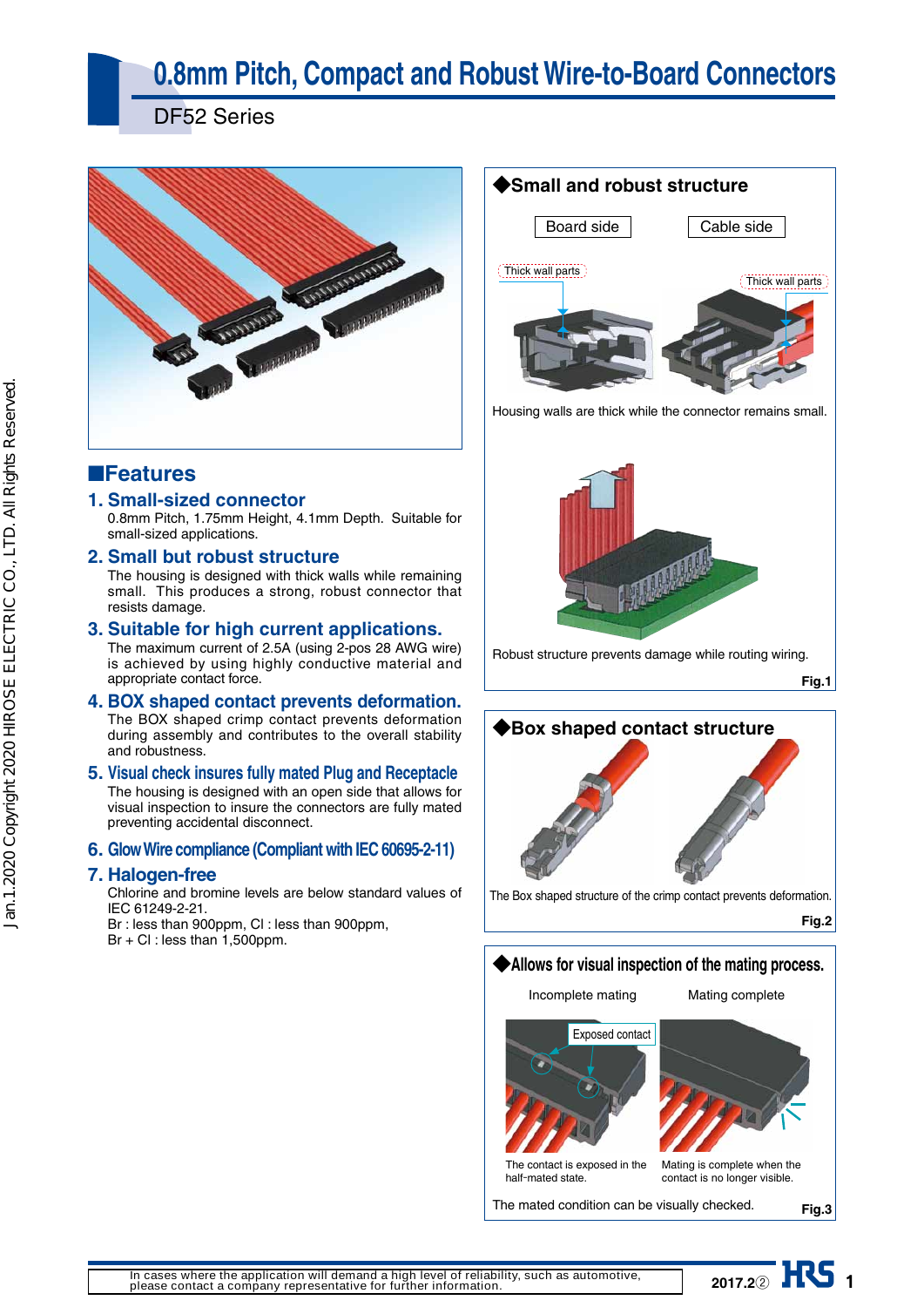# 0.8mm Pitch, Compact and Robust Wire-to-Board Connectors

DF52 Series

## ■Features

### 1. Small-sized connector

0.8mm Pitch, 1.75mm Height, 4.1mm Depth. Suitable for small-sized applications.

### 2. Small but robust structure

The housing is designed with thick walls while remaining small. This produces a strong, robust connector that resists damage.

### 3. Suitable for high current applications.

The maximum current of 2.5A (using 2-pos 28 AWG wire) is achieved by using highly conductive material and appropriate contact force.

### 4. BOX shaped contact prevents deformation.

The BOX shaped crimp contact prevents deformation during assembly and contributes to the overall stability and robustness.

### 5. Visual check insures fully mated Plug and Receptacle

The housing is designed with an open side that allows for visual inspection to insure the connectors are fully mated preventing accidental disconnect.

### 6. Glow Wire compliance (Compliant with IEC 60695-2-11)

### 7. Halogen-free

Chlorine and bromine levels are below standard values of IEC 61249-2-21.
Br : less than 900ppm, Cl : less than 900ppm,
Br + Cl : less than 1,500ppm.

### ◆Small and robust structure

Board side　　Cable side

Thick wall parts　　Thick wall parts

Housing walls are thick while the connector remains small.

Robust structure prevents damage while routing wiring.

Fig.1

### ◆Box shaped contact structure

The Box shaped structure of the crimp contact prevents deformation.

Fig.2

### ◆Allows for visual inspection of the mating process.

Incomplete mating　　Mating complete

Exposed contact

The contact is exposed in the half-mated state.

Mating is complete when the contact is no longer visible.

The mated condition can be visually checked.

Fig.3

In cases where the application will demand a high level of reliability, such as automotive, please contact a company representative for further information.

2017.2②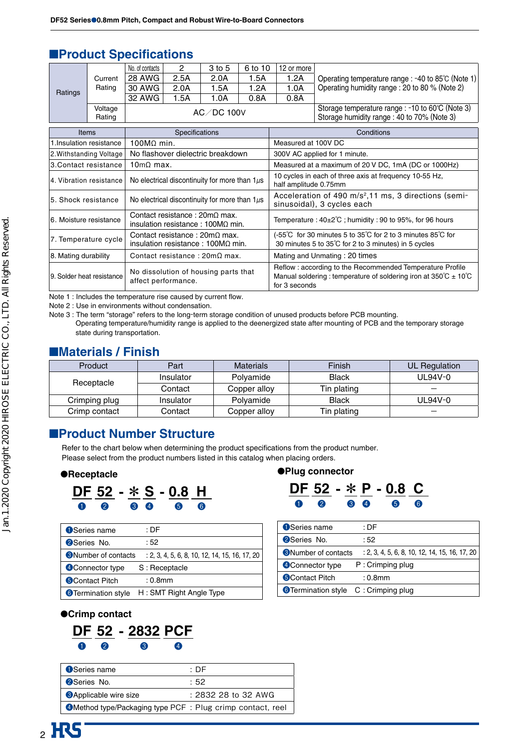## Product Specifications

| Ratings | | | | | | | |
|---|---|---|---|---|---|---|---|
| Ratings | Current Rating | No. of contacts | 2 | 3 to 5 | 6 to 10 | 12 or more | Operating temperature range : -40 to 85℃ (Note 1) Operating humidity range : 20 to 80 % (Note 2) |
| | | 28 AWG | 2.5A | 2.0A | 1.5A | 1.2A | |
| | | 30 AWG | 2.0A | 1.5A | 1.2A | 1.0A | |
| | | 32 AWG | 1.5A | 1.0A | 0.8A | 0.8A | |
| | Voltage Rating | AC／DC 100V | | | | | Storage temperature range : -10 to 60℃ (Note 3) Storage humidity range : 40 to 70% (Note 3) |

| Items | Specifications | Conditions |
|---|---|---|
| 1.Insulation resistance | 100MΩ min. | Measured at 100V DC |
| 2.Withstanding Voltage | No flashover dielectric breakdown | 300V AC applied for 1 minute. |
| 3.Contact resistance | 10mΩ max. | Measured at a maximum of 20 V DC, 1mA (DC or 1000Hz) |
| 4. Vibration resistance | No electrical discontinuity for more than 1μs | 10 cycles in each of three axis at frequency 10-55 Hz, half amplitude 0.75mm |
| 5. Shock resistance | No electrical discontinuity for more than 1μs | Acceleration of 490 m/s², 11 ms, 3 directions (semi-sinusoidal), 3 cycles each |
| 6. Moisture resistance | Contact resistance : 20mΩ max. insulation resistance : 100MΩ min. | Temperature : 40±2℃ ; humidity : 90 to 95%, for 96 hours |
| 7. Temperature cycle | Contact resistance : 20mΩ max. insulation resistance : 100MΩ min. | (-55℃ for 30 minutes 5 to 35℃ for 2 to 3 minutes 85℃ for 30 minutes 5 to 35℃ for 2 to 3 minutes) in 5 cycles |
| 8. Mating durability | Contact resistance : 20mΩ max. | Mating and Unmating : 20 times |
| 9. Solder heat resistance | No dissolution of housing parts that affect performance. | Reflow : according to the Recommended Temperature Profile Manual soldering : temperature of soldering iron at 350℃ ± 10℃ for 3 seconds |

Note 1 : Includes the temperature rise caused by current flow.
Note 2 : Use in environments without condensation.
Note 3 : The term "storage" refers to the long-term storage condition of unused products before PCB mounting. Operating temperature/humidity range is applied to the deenergized state after mounting of PCB and the temporary storage state during transportation.

## Materials / Finish

| Product | Part | Materials | Finish | UL Regulation |
|---|---|---|---|---|
| Receptacle | Insulator | Polyamide | Black | UL94V-0 |
| | Contact | Copper alloy | Tin plating | — |
| Crimping plug | Insulator | Polyamide | Black | UL94V-0 |
| Crimp contact | Contact | Copper alloy | Tin plating | — |

## Product Number Structure

Refer to the chart below when determining the product specifications from the product number.
Please select from the product numbers listed in this catalog when placing orders.

### ●Receptacle

**DF 52 - ✻ S - 0.8 H**
❶ ❷ ❸ ❹ ❺ ❻

| | |
|---|---|
| ❶Series name | : DF |
| ❷Series No. | : 52 |
| ❸Number of contacts | : 2, 3, 4, 5, 6, 8, 10, 12, 14, 15, 16, 17, 20 |
| ❹Connector type | S : Receptacle |
| ❺Contact Pitch | : 0.8mm |
| ❻Termination style | H : SMT Right Angle Type |

### ●Plug connector

**DF 52 - ✻ P - 0.8 C**
❶ ❷ ❸ ❹ ❺ ❻

| | |
|---|---|
| ❶Series name | : DF |
| ❷Series No. | : 52 |
| ❸Number of contacts | : 2, 3, 4, 5, 6, 8, 10, 12, 14, 15, 16, 17, 20 |
| ❹Connector type | P : Crimping plug |
| ❺Contact Pitch | : 0.8mm |
| ❻Termination style | C : Crimping plug |

### ●Crimp contact

**DF 52 - 2832 PCF**
❶ ❷ ❸ ❹

| | |
|---|---|
| ❶Series name | : DF |
| ❷Series No. | : 52 |
| ❸Applicable wire size | : 2832 28 to 32 AWG |
| ❹Method type/Packaging type PCF | : Plug crimp contact, reel |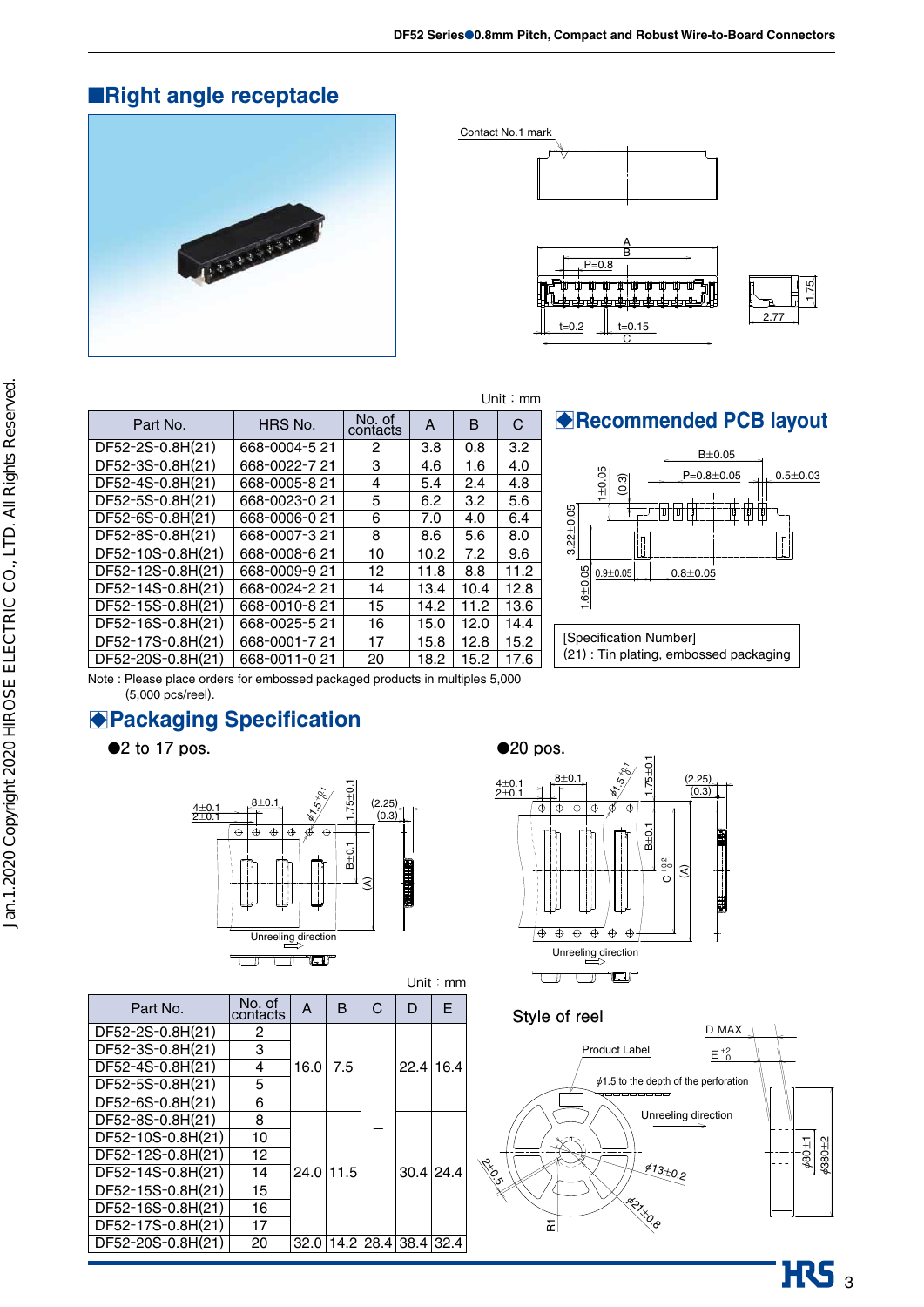## ■Right angle receptacle

Unit：mm

| Part No. | HRS No. | No. of contacts | A | B | C |
|---|---|---|---|---|---|
| DF52-2S-0.8H(21) | 668-0004-5 21 | 2 | 3.8 | 0.8 | 3.2 |
| DF52-3S-0.8H(21) | 668-0022-7 21 | 3 | 4.6 | 1.6 | 4.0 |
| DF52-4S-0.8H(21) | 668-0005-8 21 | 4 | 5.4 | 2.4 | 4.8 |
| DF52-5S-0.8H(21) | 668-0023-0 21 | 5 | 6.2 | 3.2 | 5.6 |
| DF52-6S-0.8H(21) | 668-0006-0 21 | 6 | 7.0 | 4.0 | 6.4 |
| DF52-8S-0.8H(21) | 668-0007-3 21 | 8 | 8.6 | 5.6 | 8.0 |
| DF52-10S-0.8H(21) | 668-0008-6 21 | 10 | 10.2 | 7.2 | 9.6 |
| DF52-12S-0.8H(21) | 668-0009-9 21 | 12 | 11.8 | 8.8 | 11.2 |
| DF52-14S-0.8H(21) | 668-0024-2 21 | 14 | 13.4 | 10.4 | 12.8 |
| DF52-15S-0.8H(21) | 668-0010-8 21 | 15 | 14.2 | 11.2 | 13.6 |
| DF52-16S-0.8H(21) | 668-0025-5 21 | 16 | 15.0 | 12.0 | 14.4 |
| DF52-17S-0.8H(21) | 668-0001-7 21 | 17 | 15.8 | 12.8 | 15.2 |
| DF52-20S-0.8H(21) | 668-0011-0 21 | 20 | 18.2 | 15.2 | 17.6 |

Note : Please place orders for embossed packaged products in multiples 5,000 (5,000 pcs/reel).

## ◆Recommended PCB layout

[Specification Number]
(21) : Tin plating, embossed packaging

## ◆Packaging Specification

●2 to 17 pos.

●20 pos.

Unit：mm

| Part No. | No. of contacts | A | B | C | D | E |
|---|---|---|---|---|---|---|
| DF52-2S-0.8H(21) | 2 | 16.0 | 7.5 | — | 22.4 | 16.4 |
| DF52-3S-0.8H(21) | 3 | | | | | |
| DF52-4S-0.8H(21) | 4 | | | | | |
| DF52-5S-0.8H(21) | 5 | | | | | |
| DF52-6S-0.8H(21) | 6 | | | | | |
| DF52-8S-0.8H(21) | 8 | 24.0 | 11.5 | | 30.4 | 24.4 |
| DF52-10S-0.8H(21) | 10 | | | | | |
| DF52-12S-0.8H(21) | 12 | | | | | |
| DF52-14S-0.8H(21) | 14 | | | | | |
| DF52-15S-0.8H(21) | 15 | | | | | |
| DF52-16S-0.8H(21) | 16 | | | | | |
| DF52-17S-0.8H(21) | 17 | | | | | |
| DF52-20S-0.8H(21) | 20 | 32.0 | 14.2 | 28.4 | 38.4 | 32.4 |

Style of reel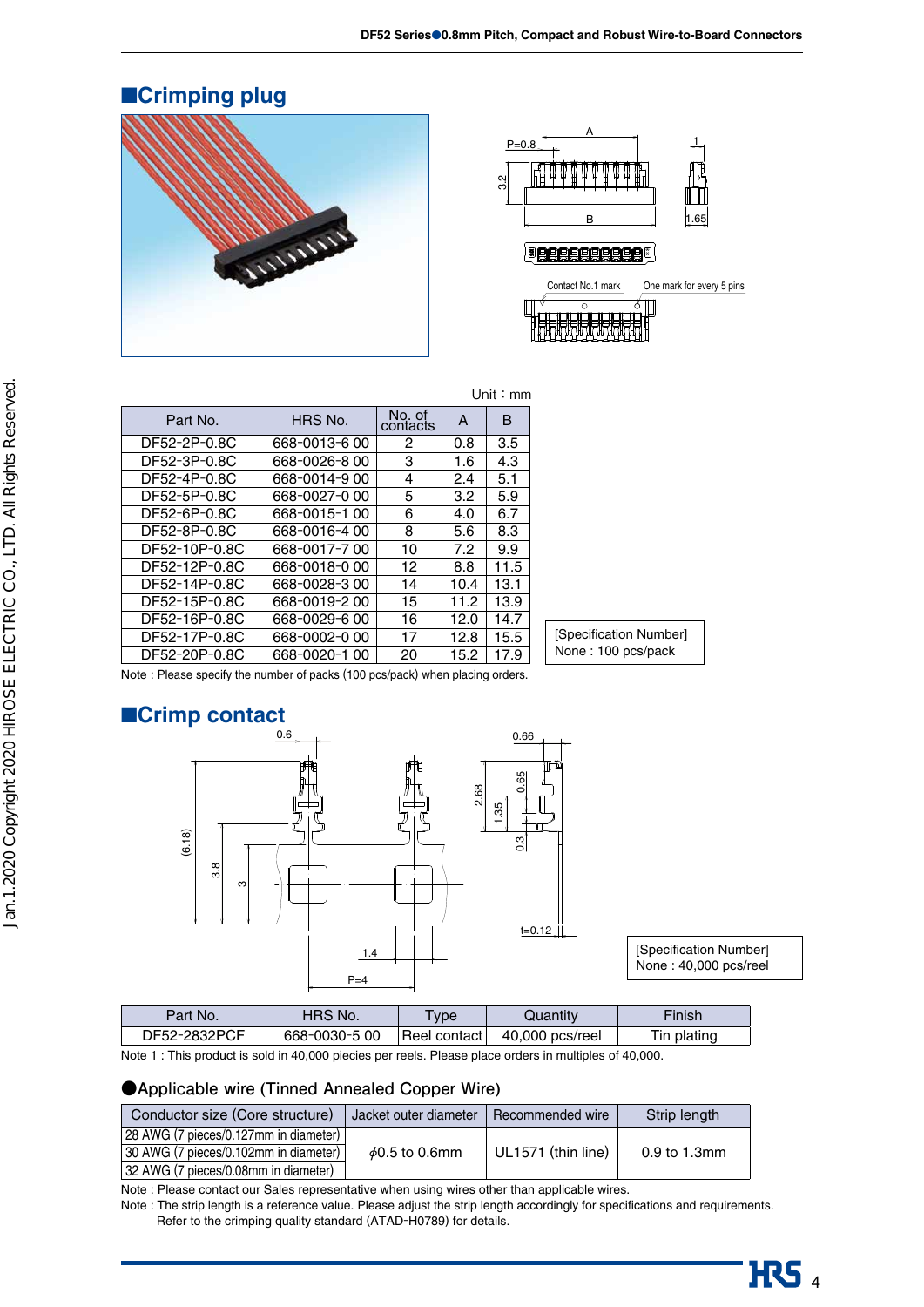## ■Crimping plug

Unit：mm

| Part No. | HRS No. | No. of contacts | A | B |
|---|---|---|---|---|
| DF52-2P-0.8C | 668-0013-6 00 | 2 | 0.8 | 3.5 |
| DF52-3P-0.8C | 668-0026-8 00 | 3 | 1.6 | 4.3 |
| DF52-4P-0.8C | 668-0014-9 00 | 4 | 2.4 | 5.1 |
| DF52-5P-0.8C | 668-0027-0 00 | 5 | 3.2 | 5.9 |
| DF52-6P-0.8C | 668-0015-1 00 | 6 | 4.0 | 6.7 |
| DF52-8P-0.8C | 668-0016-4 00 | 8 | 5.6 | 8.3 |
| DF52-10P-0.8C | 668-0017-7 00 | 10 | 7.2 | 9.9 |
| DF52-12P-0.8C | 668-0018-0 00 | 12 | 8.8 | 11.5 |
| DF52-14P-0.8C | 668-0028-3 00 | 14 | 10.4 | 13.1 |
| DF52-15P-0.8C | 668-0019-2 00 | 15 | 11.2 | 13.9 |
| DF52-16P-0.8C | 668-0029-6 00 | 16 | 12.0 | 14.7 |
| DF52-17P-0.8C | 668-0002-0 00 | 17 | 12.8 | 15.5 |
| DF52-20P-0.8C | 668-0020-1 00 | 20 | 15.2 | 17.9 |

Note : Please specify the number of packs (100 pcs/pack) when placing orders.

[Specification Number]
None : 100 pcs/pack

## ■Crimp contact

[Specification Number]
None : 40,000 pcs/reel

| Part No. | HRS No. | Type | Quantity | Finish |
|---|---|---|---|---|
| DF52-2832PCF | 668-0030-5 00 | Reel contact | 40,000 pcs/reel | Tin plating |

Note 1 : This product is sold in 40,000 piecies per reels. Please place orders in multiples of 40,000.

### ●Applicable wire (Tinned Annealed Copper Wire)

| Conductor size (Core structure) | Jacket outer diameter | Recommended wire | Strip length |
|---|---|---|---|
| 28 AWG (7 pieces/0.127mm in diameter) | $\phi$0.5 to 0.6mm | UL1571 (thin line) | 0.9 to 1.3mm |
| 30 AWG (7 pieces/0.102mm in diameter) | | | |
| 32 AWG (7 pieces/0.08mm in diameter) | | | |

Note : Please contact our Sales representative when using wires other than applicable wires.
Note : The strip length is a reference value. Please adjust the strip length accordingly for specifications and requirements.
Refer to the crimping quality standard (ATAD-H0789) for details.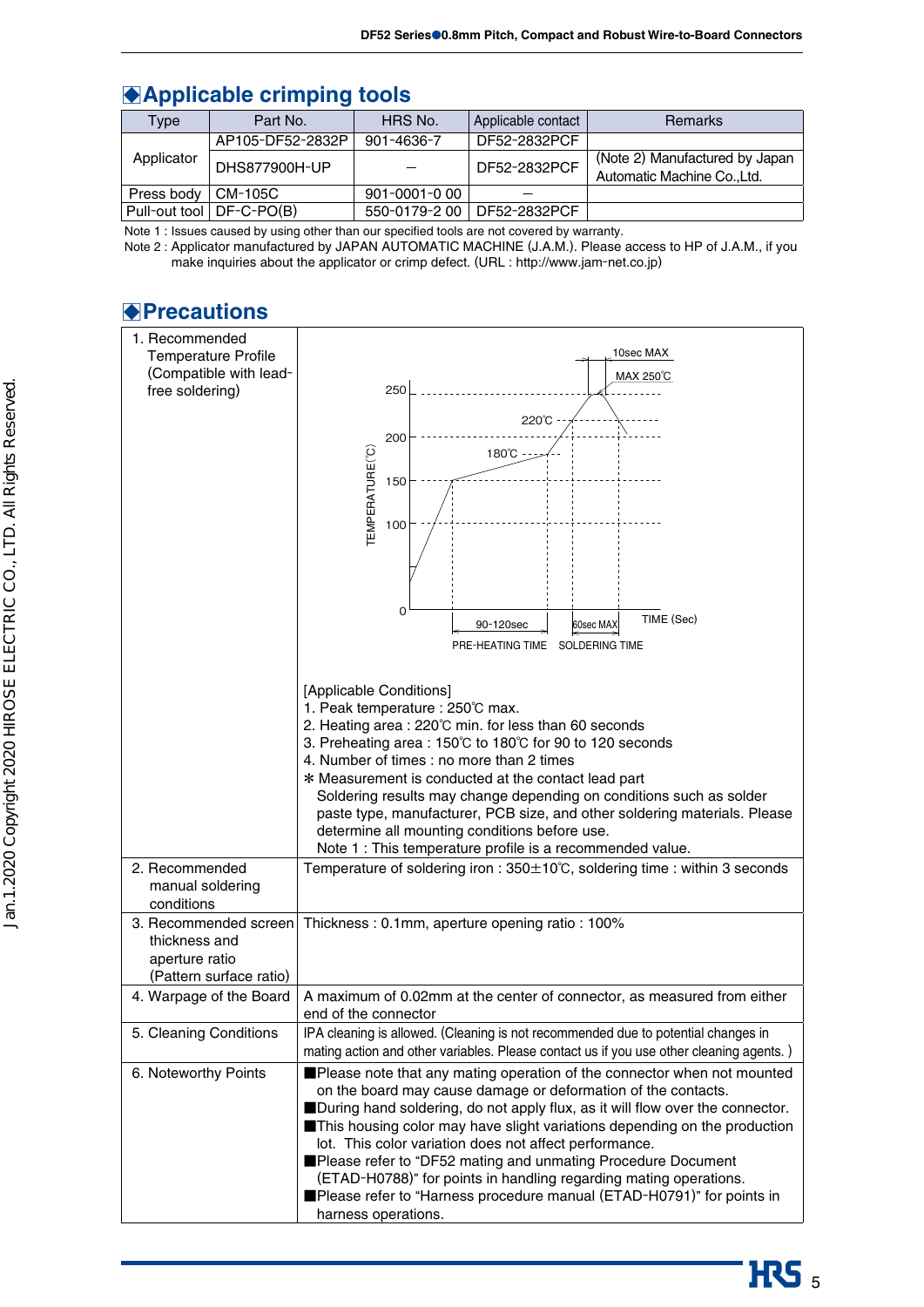## ◆Applicable crimping tools

| Type | Part No. | HRS No. | Applicable contact | Remarks |
|---|---|---|---|---|
| Applicator | AP105-DF52-2832P | 901-4636-7 | DF52-2832PCF | |
| | DHS877900H-UP | — | DF52-2832PCF | (Note 2) Manufactured by Japan Automatic Machine Co.,Ltd. |
| Press body | CM-105C | 901-0001-0 00 | — | |
| Pull-out tool | DF-C-PO(B) | 550-0179-2 00 | DF52-2832PCF | |

Note 1 : Issues caused by using other than our specified tools are not covered by warranty.
Note 2 : Applicator manufactured by JAPAN AUTOMATIC MACHINE (J.A.M.). Please access to HP of J.A.M., if you make inquiries about the applicator or crimp defect. (URL : http://www.jam-net.co.jp)

## ◆Precautions

| | |
|---|---|
| 1. Recommended Temperature Profile (Compatible with lead-free soldering) | 10sec MAX; MAX 250℃; 220℃; 180℃; TEMPERATURE(℃): 250, 200, 150, 100, 0; TIME (Sec); 90-120sec PRE-HEATING TIME; 60sec MAX SOLDERING TIME<br><br>[Applicable Conditions]<br>1. Peak temperature : 250℃ max.<br>2. Heating area : 220℃ min. for less than 60 seconds<br>3. Preheating area : 150℃ to 180℃ for 90 to 120 seconds<br>4. Number of times : no more than 2 times<br>* Measurement is conducted at the contact lead part<br>Soldering results may change depending on conditions such as solder paste type, manufacturer, PCB size, and other soldering materials. Please determine all mounting conditions before use.<br>Note 1 : This temperature profile is a recommended value. |
| 2. Recommended manual soldering conditions | Temperature of soldering iron : 350±10℃, soldering time : within 3 seconds |
| 3. Recommended screen thickness and aperture ratio (Pattern surface ratio) | Thickness : 0.1mm, aperture opening ratio : 100% |
| 4. Warpage of the Board | A maximum of 0.02mm at the center of connector, as measured from either end of the connector |
| 5. Cleaning Conditions | IPA cleaning is allowed. (Cleaning is not recommended due to potential changes in mating action and other variables. Please contact us if you use other cleaning agents. ) |
| 6. Noteworthy Points | ■Please note that any mating operation of the connector when not mounted on the board may cause damage or deformation of the contacts.<br>■During hand soldering, do not apply flux, as it will flow over the connector.<br>■This housing color may have slight variations depending on the production lot. This color variation does not affect performance.<br>■Please refer to "DF52 mating and unmating Procedure Document (ETAD-H0788)" for points in handling regarding mating operations.<br>■Please refer to "Harness procedure manual (ETAD-H0791)" for points in harness operations. |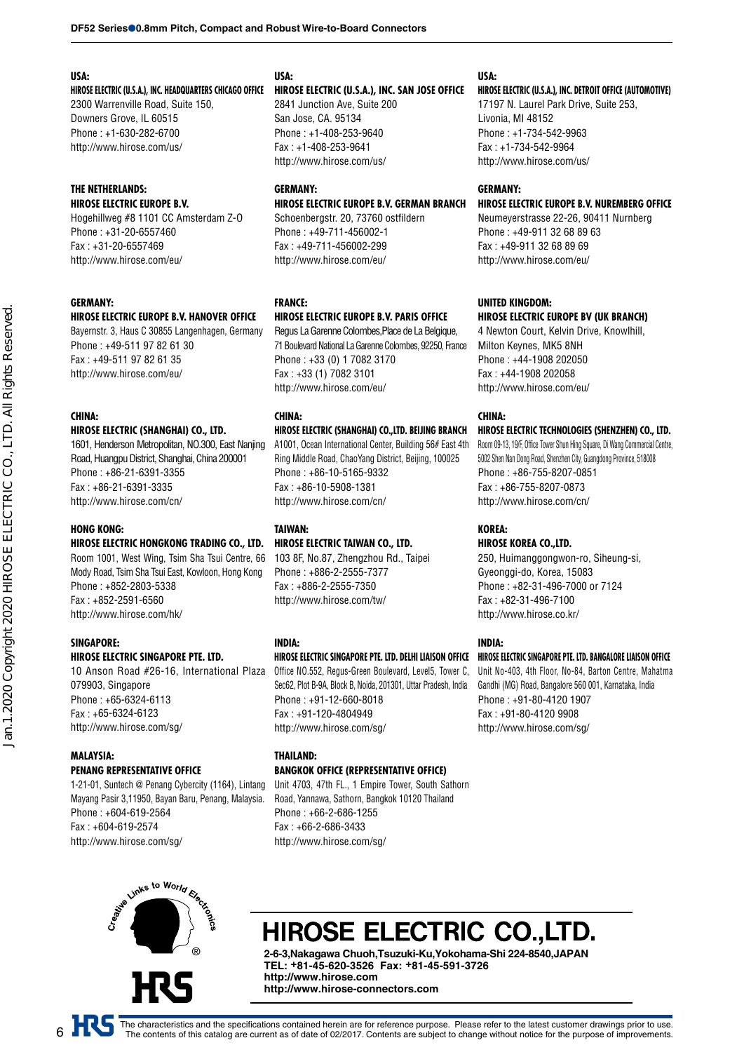**USA:**
**HIROSE ELECTRIC (U.S.A.), INC. HEADQUARTERS CHICAGO OFFICE**
2300 Warrenville Road, Suite 150,
Downers Grove, IL 60515
Phone : +1-630-282-6700
http://www.hirose.com/us/

**USA:**
**HIROSE ELECTRIC (U.S.A.), INC. SAN JOSE OFFICE**
2841 Junction Ave, Suite 200
San Jose, CA. 95134
Phone : +1-408-253-9640
Fax : +1-408-253-9641
http://www.hirose.com/us/

**USA:**
**HIROSE ELECTRIC (U.S.A.), INC. DETROIT OFFICE (AUTOMOTIVE)**
17197 N. Laurel Park Drive, Suite 253,
Livonia, MI 48152
Phone : +1-734-542-9963
Fax : +1-734-542-9964
http://www.hirose.com/us/

**THE NETHERLANDS:**
**HIROSE ELECTRIC EUROPE B.V.**
Hogehillweg #8 1101 CC Amsterdam Z-O
Phone : +31-20-6557460
Fax : +31-20-6557469
http://www.hirose.com/eu/

**GERMANY:**
**HIROSE ELECTRIC EUROPE B.V. GERMAN BRANCH**
Schoenbergstr. 20, 73760 ostfildern
Phone : +49-711-456002-1
Fax : +49-711-456002-299
http://www.hirose.com/eu/

**GERMANY:**
**HIROSE ELECTRIC EUROPE B.V. NUREMBERG OFFICE**
Neumeyerstrasse 22-26, 90411 Nurnberg
Phone : +49-911 32 68 89 63
Fax : +49-911 32 68 89 69
http://www.hirose.com/eu/

**GERMANY:**
**HIROSE ELECTRIC EUROPE B.V. HANOVER OFFICE**
Bayernstr. 3, Haus C 30855 Langenhagen, Germany
Phone : +49-511 97 82 61 30
Fax : +49-511 97 82 61 35
http://www.hirose.com/eu/

**FRANCE:**
**HIROSE ELECTRIC EUROPE B.V. PARIS OFFICE**
Regus La Garenne Colombes,Place de La Belgique,
71 Boulevard National La Garenne Colombes, 92250, France
Phone : +33 (0) 1 7082 3170
Fax : +33 (1) 7082 3101
http://www.hirose.com/eu/

**UNITED KINGDOM:**
**HIROSE ELECTRIC EUROPE BV (UK BRANCH)**
4 Newton Court, Kelvin Drive, Knowlhill,
Milton Keynes, MK5 8NH
Phone : +44-1908 202050
Fax : +44-1908 202058
http://www.hirose.com/eu/

**CHINA:**
**HIROSE ELECTRIC (SHANGHAI) CO., LTD.**
1601, Henderson Metropolitan, NO.300, East Nanjing Road, Huangpu District, Shanghai, China 200001
Phone : +86-21-6391-3355
Fax : +86-21-6391-3335
http://www.hirose.com/cn/

**CHINA:**
**HIROSE ELECTRIC (SHANGHAI) CO.,LTD. BEIJING BRANCH**
A1001, Ocean International Center, Building 56# East 4th Ring Middle Road, ChaoYang District, Beijing, 100025
Phone : +86-10-5165-9332
Fax : +86-10-5908-1381
http://www.hirose.com/cn/

**CHINA:**
**HIROSE ELECTRIC TECHNOLOGIES (SHENZHEN) CO., LTD.**
Room 09-13, 19/F, Office Tower Shun Hing Square, Di Wang Commercial Centre, 5002 Shen Nan Dong Road, Shenzhen City, Guangdong Province, 518008
Phone : +86-755-8207-0851
Fax : +86-755-8207-0873
http://www.hirose.com/cn/

**HONG KONG:**
**HIROSE ELECTRIC HONGKONG TRADING CO., LTD.**
Room 1001, West Wing, Tsim Sha Tsui Centre, 66 Mody Road, Tsim Sha Tsui East, Kowloon, Hong Kong
Phone : +852-2803-5338
Fax : +852-2591-6560
http://www.hirose.com/hk/

**TAIWAN:**
**HIROSE ELECTRIC TAIWAN CO., LTD.**
103 8F, No.87, Zhengzhou Rd., Taipei
Phone : +886-2-2555-7377
Fax : +886-2-2555-7350
http://www.hirose.com/tw/

**KOREA:**
**HIROSE KOREA CO.,LTD.**
250, Huimanggongwon-ro, Siheung-si,
Gyeonggi-do, Korea, 15083
Phone : +82-31-496-7000 or 7124
Fax : +82-31-496-7100
http://www.hirose.co.kr/

**SINGAPORE:**
**HIROSE ELECTRIC SINGAPORE PTE. LTD.**
10 Anson Road #26-16, International Plaza 079903, Singapore
Phone : +65-6324-6113
Fax : +65-6324-6123
http://www.hirose.com/sg/

**INDIA:**
**HIROSE ELECTRIC SINGAPORE PTE. LTD. DELHI LIAISON OFFICE**
Office NO.552, Regus-Green Boulevard, Level5, Tower C, Sec62, Plot B-9A, Block B, Noida, 201301, Uttar Pradesh, India
Phone : +91-12-660-8018
Fax : +91-120-4804949
http://www.hirose.com/sg/

**INDIA:**
**HIROSE ELECTRIC SINGAPORE PTE. LTD. BANGALORE LIAISON OFFICE**
Unit No-403, 4th Floor, No-84, Barton Centre, Mahatma Gandhi (MG) Road, Bangalore 560 001, Karnataka, India
Phone : +91-80-4120 1907
Fax : +91-80-4120 9908
http://www.hirose.com/sg/

**MALAYSIA:**
**PENANG REPRESENTATIVE OFFICE**
1-21-01, Suntech @ Penang Cybercity (1164), Lintang Mayang Pasir 3,11950, Bayan Baru, Penang, Malaysia.
Phone : +604-619-2564
Fax : +604-619-2574
http://www.hirose.com/sg/

**THAILAND:**
**BANGKOK OFFICE (REPRESENTATIVE OFFICE)**
Unit 4703, 47th FL., 1 Empire Tower, South Sathorn Road, Yannawa, Sathorn, Bangkok 10120 Thailand
Phone : +66-2-686-1255
Fax : +66-2-686-3433
http://www.hirose.com/sg/

Creative Links to World Electronics

HRS

# HIROSE ELECTRIC CO.,LTD.

**2-6-3,Nakagawa Chuoh,Tsuzuki-Ku,Yokohama-Shi 224-8540,JAPAN**
**TEL: +81-45-620-3526 Fax: +81-45-591-3726**
**http://www.hirose.com**
**http://www.hirose-connectors.com**

Jan.1.2020 Copyright 2020 HIROSE ELECTRIC CO., LTD. All Rights Reserved.

The characteristics and the specifications contained herein are for reference purpose. Please refer to the latest customer drawings prior to use.
The contents of this catalog are current as of date of 02/2017. Contents are subject to change without notice for the purpose of improvements.